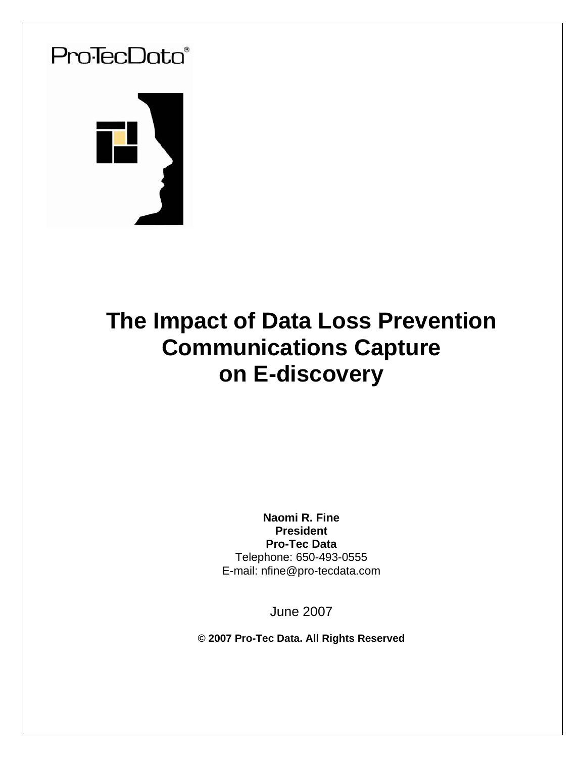Pro·TecData®

# The Impact of Data Loss Prevention Communications Capture on E-discovery

**Naomi R. Fine**
**President**
**Pro-Tec Data**
Telephone: 650-493-0555
E-mail: nfine@pro-tecdata.com

June 2007

**© 2007 Pro-Tec Data. All Rights Reserved**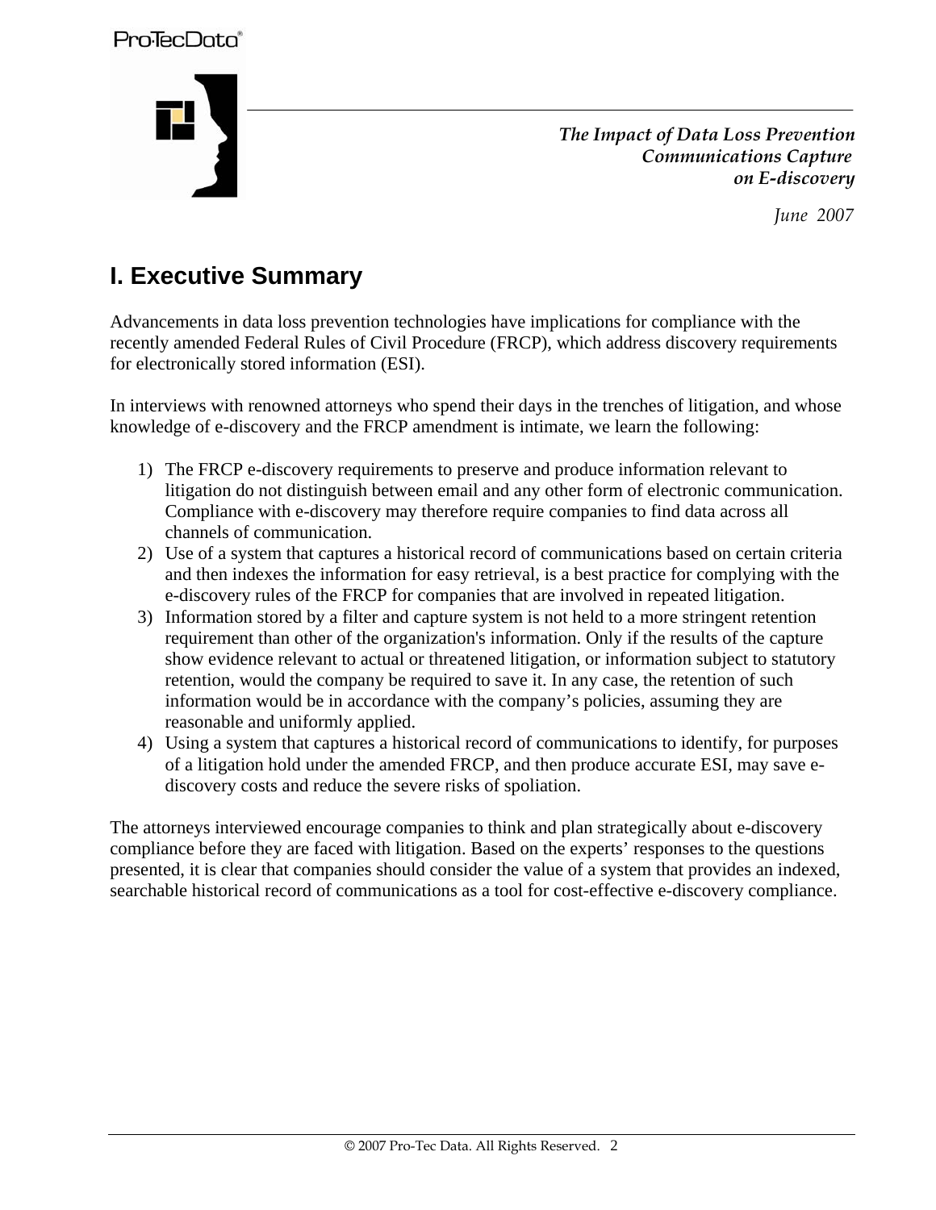*The Impact of Data Loss Prevention Communications Capture on E-discovery*

*June 2007*

## I. Executive Summary

Advancements in data loss prevention technologies have implications for compliance with the recently amended Federal Rules of Civil Procedure (FRCP), which address discovery requirements for electronically stored information (ESI).

In interviews with renowned attorneys who spend their days in the trenches of litigation, and whose knowledge of e-discovery and the FRCP amendment is intimate, we learn the following:

1) The FRCP e-discovery requirements to preserve and produce information relevant to litigation do not distinguish between email and any other form of electronic communication. Compliance with e-discovery may therefore require companies to find data across all channels of communication.
2) Use of a system that captures a historical record of communications based on certain criteria and then indexes the information for easy retrieval, is a best practice for complying with the e-discovery rules of the FRCP for companies that are involved in repeated litigation.
3) Information stored by a filter and capture system is not held to a more stringent retention requirement than other of the organization's information. Only if the results of the capture show evidence relevant to actual or threatened litigation, or information subject to statutory retention, would the company be required to save it. In any case, the retention of such information would be in accordance with the company's policies, assuming they are reasonable and uniformly applied.
4) Using a system that captures a historical record of communications to identify, for purposes of a litigation hold under the amended FRCP, and then produce accurate ESI, may save e-discovery costs and reduce the severe risks of spoliation.

The attorneys interviewed encourage companies to think and plan strategically about e-discovery compliance before they are faced with litigation. Based on the experts' responses to the questions presented, it is clear that companies should consider the value of a system that provides an indexed, searchable historical record of communications as a tool for cost-effective e-discovery compliance.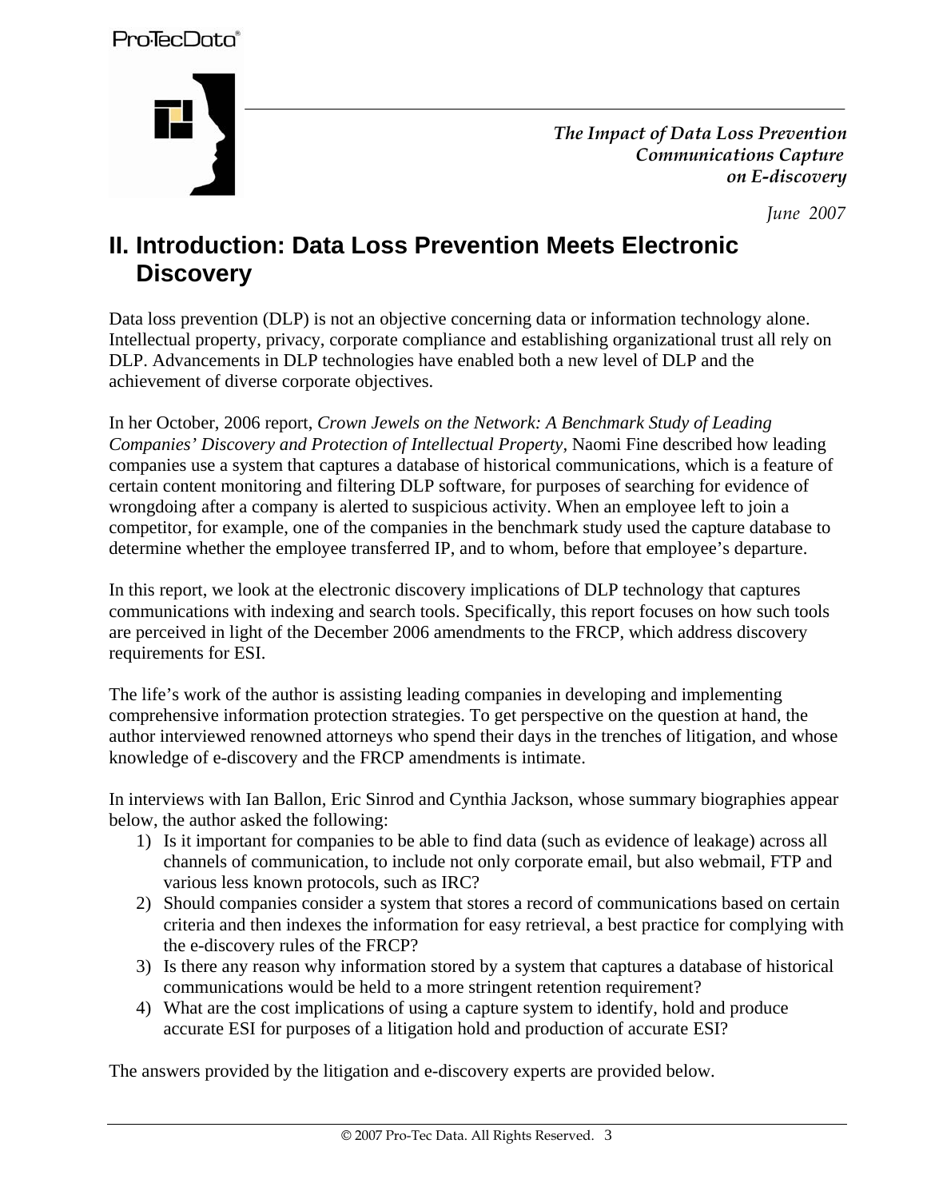## II. Introduction: Data Loss Prevention Meets Electronic Discovery

Data loss prevention (DLP) is not an objective concerning data or information technology alone. Intellectual property, privacy, corporate compliance and establishing organizational trust all rely on DLP. Advancements in DLP technologies have enabled both a new level of DLP and the achievement of diverse corporate objectives.

In her October, 2006 report, *Crown Jewels on the Network: A Benchmark Study of Leading Companies' Discovery and Protection of Intellectual Property,* Naomi Fine described how leading companies use a system that captures a database of historical communications, which is a feature of certain content monitoring and filtering DLP software, for purposes of searching for evidence of wrongdoing after a company is alerted to suspicious activity. When an employee left to join a competitor, for example, one of the companies in the benchmark study used the capture database to determine whether the employee transferred IP, and to whom, before that employee's departure.

In this report, we look at the electronic discovery implications of DLP technology that captures communications with indexing and search tools. Specifically, this report focuses on how such tools are perceived in light of the December 2006 amendments to the FRCP, which address discovery requirements for ESI.

The life's work of the author is assisting leading companies in developing and implementing comprehensive information protection strategies. To get perspective on the question at hand, the author interviewed renowned attorneys who spend their days in the trenches of litigation, and whose knowledge of e-discovery and the FRCP amendments is intimate.

In interviews with Ian Ballon, Eric Sinrod and Cynthia Jackson, whose summary biographies appear below, the author asked the following:

1) Is it important for companies to be able to find data (such as evidence of leakage) across all channels of communication, to include not only corporate email, but also webmail, FTP and various less known protocols, such as IRC?
2) Should companies consider a system that stores a record of communications based on certain criteria and then indexes the information for easy retrieval, a best practice for complying with the e-discovery rules of the FRCP?
3) Is there any reason why information stored by a system that captures a database of historical communications would be held to a more stringent retention requirement?
4) What are the cost implications of using a capture system to identify, hold and produce accurate ESI for purposes of a litigation hold and production of accurate ESI?

The answers provided by the litigation and e-discovery experts are provided below.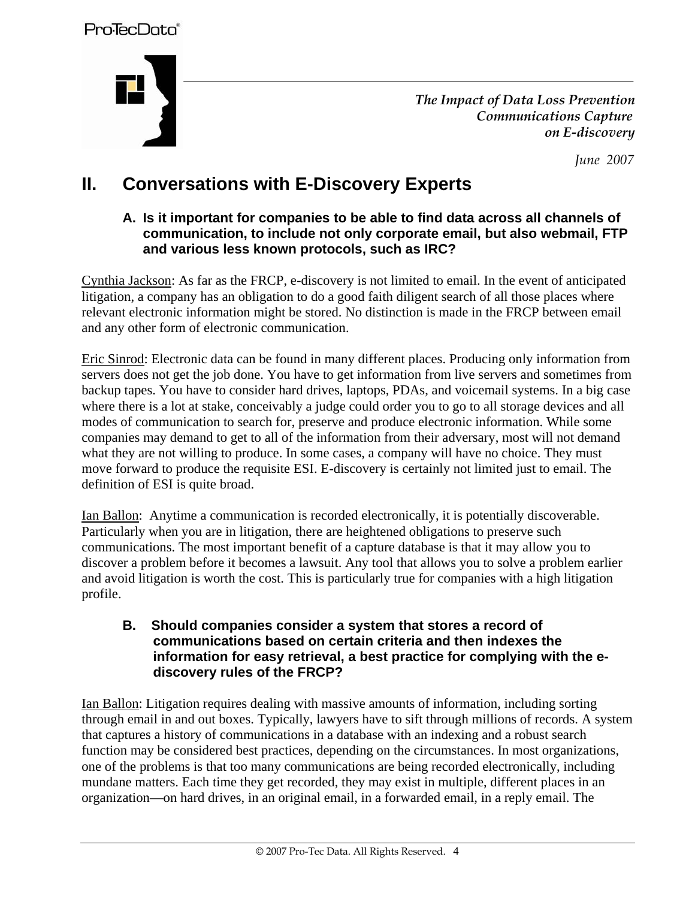## II. Conversations with E-Discovery Experts

### A. Is it important for companies to be able to find data across all channels of communication, to include not only corporate email, but also webmail, FTP and various less known protocols, such as IRC?

Cynthia Jackson: As far as the FRCP, e-discovery is not limited to email. In the event of anticipated litigation, a company has an obligation to do a good faith diligent search of all those places where relevant electronic information might be stored. No distinction is made in the FRCP between email and any other form of electronic communication.

Eric Sinrod: Electronic data can be found in many different places. Producing only information from servers does not get the job done. You have to get information from live servers and sometimes from backup tapes. You have to consider hard drives, laptops, PDAs, and voicemail systems. In a big case where there is a lot at stake, conceivably a judge could order you to go to all storage devices and all modes of communication to search for, preserve and produce electronic information. While some companies may demand to get to all of the information from their adversary, most will not demand what they are not willing to produce. In some cases, a company will have no choice. They must move forward to produce the requisite ESI. E-discovery is certainly not limited just to email. The definition of ESI is quite broad.

Ian Ballon: Anytime a communication is recorded electronically, it is potentially discoverable. Particularly when you are in litigation, there are heightened obligations to preserve such communications. The most important benefit of a capture database is that it may allow you to discover a problem before it becomes a lawsuit. Any tool that allows you to solve a problem earlier and avoid litigation is worth the cost. This is particularly true for companies with a high litigation profile.

### B. Should companies consider a system that stores a record of communications based on certain criteria and then indexes the information for easy retrieval, a best practice for complying with the e-discovery rules of the FRCP?

Ian Ballon: Litigation requires dealing with massive amounts of information, including sorting through email in and out boxes. Typically, lawyers have to sift through millions of records. A system that captures a history of communications in a database with an indexing and a robust search function may be considered best practices, depending on the circumstances. In most organizations, one of the problems is that too many communications are being recorded electronically, including mundane matters. Each time they get recorded, they may exist in multiple, different places in an organization—on hard drives, in an original email, in a forwarded email, in a reply email. The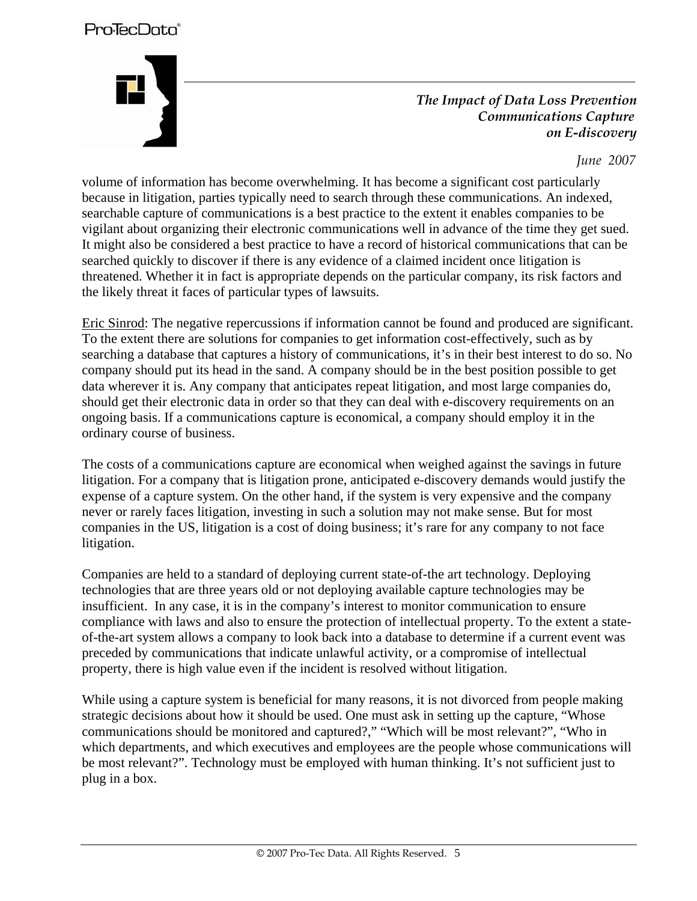volume of information has become overwhelming. It has become a significant cost particularly because in litigation, parties typically need to search through these communications. An indexed, searchable capture of communications is a best practice to the extent it enables companies to be vigilant about organizing their electronic communications well in advance of the time they get sued. It might also be considered a best practice to have a record of historical communications that can be searched quickly to discover if there is any evidence of a claimed incident once litigation is threatened. Whether it in fact is appropriate depends on the particular company, its risk factors and the likely threat it faces of particular types of lawsuits.

Eric Sinrod: The negative repercussions if information cannot be found and produced are significant. To the extent there are solutions for companies to get information cost-effectively, such as by searching a database that captures a history of communications, it's in their best interest to do so. No company should put its head in the sand. A company should be in the best position possible to get data wherever it is. Any company that anticipates repeat litigation, and most large companies do, should get their electronic data in order so that they can deal with e-discovery requirements on an ongoing basis. If a communications capture is economical, a company should employ it in the ordinary course of business.

The costs of a communications capture are economical when weighed against the savings in future litigation. For a company that is litigation prone, anticipated e-discovery demands would justify the expense of a capture system. On the other hand, if the system is very expensive and the company never or rarely faces litigation, investing in such a solution may not make sense. But for most companies in the US, litigation is a cost of doing business; it's rare for any company to not face litigation.

Companies are held to a standard of deploying current state-of-the art technology. Deploying technologies that are three years old or not deploying available capture technologies may be insufficient. In any case, it is in the company's interest to monitor communication to ensure compliance with laws and also to ensure the protection of intellectual property. To the extent a state-of-the-art system allows a company to look back into a database to determine if a current event was preceded by communications that indicate unlawful activity, or a compromise of intellectual property, there is high value even if the incident is resolved without litigation.

While using a capture system is beneficial for many reasons, it is not divorced from people making strategic decisions about how it should be used. One must ask in setting up the capture, "Whose communications should be monitored and captured?," "Which will be most relevant?", "Who in which departments, and which executives and employees are the people whose communications will be most relevant?". Technology must be employed with human thinking. It's not sufficient just to plug in a box.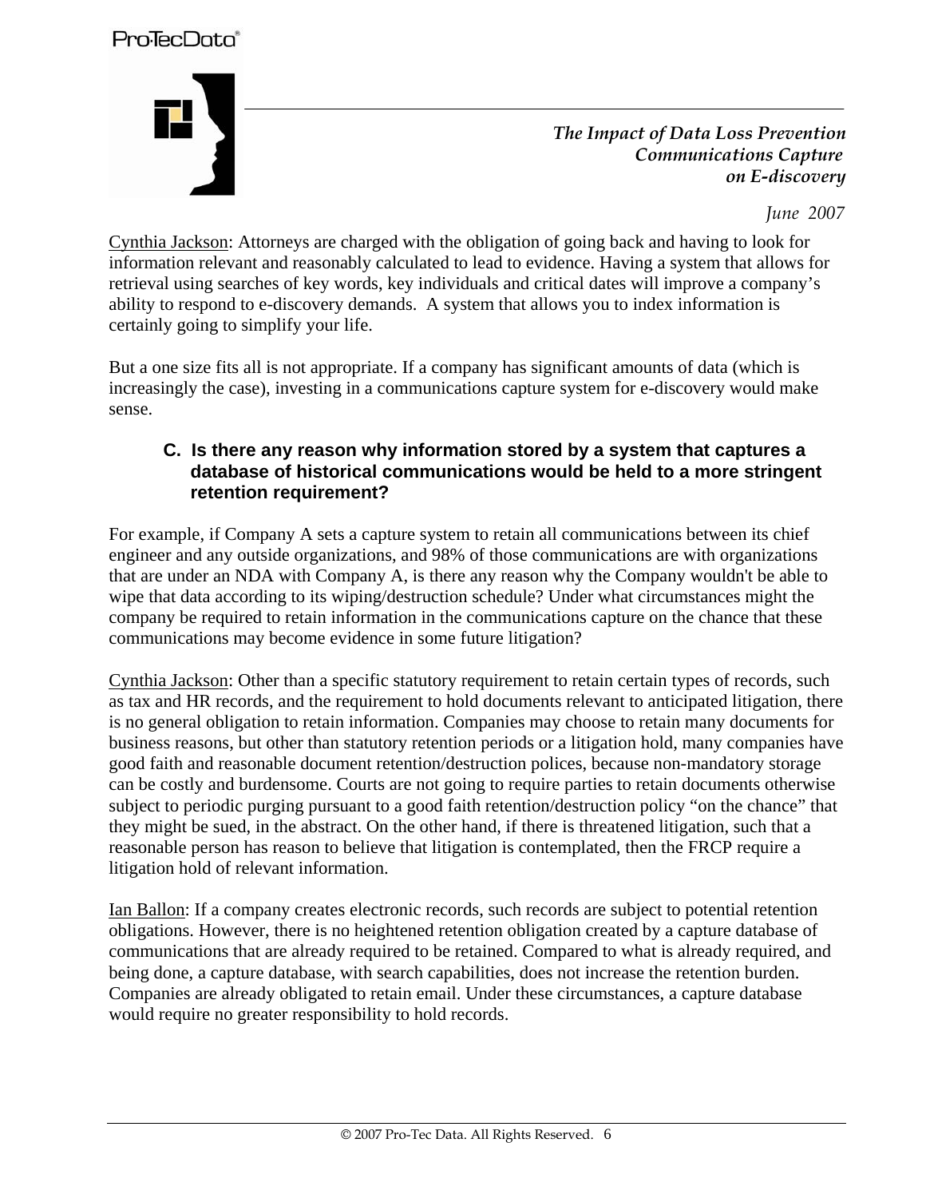Cynthia Jackson: Attorneys are charged with the obligation of going back and having to look for information relevant and reasonably calculated to lead to evidence. Having a system that allows for retrieval using searches of key words, key individuals and critical dates will improve a company's ability to respond to e-discovery demands. A system that allows you to index information is certainly going to simplify your life.

But a one size fits all is not appropriate. If a company has significant amounts of data (which is increasingly the case), investing in a communications capture system for e-discovery would make sense.

### C. Is there any reason why information stored by a system that captures a database of historical communications would be held to a more stringent retention requirement?

For example, if Company A sets a capture system to retain all communications between its chief engineer and any outside organizations, and 98% of those communications are with organizations that are under an NDA with Company A, is there any reason why the Company wouldn't be able to wipe that data according to its wiping/destruction schedule? Under what circumstances might the company be required to retain information in the communications capture on the chance that these communications may become evidence in some future litigation?

Cynthia Jackson: Other than a specific statutory requirement to retain certain types of records, such as tax and HR records, and the requirement to hold documents relevant to anticipated litigation, there is no general obligation to retain information. Companies may choose to retain many documents for business reasons, but other than statutory retention periods or a litigation hold, many companies have good faith and reasonable document retention/destruction polices, because non-mandatory storage can be costly and burdensome. Courts are not going to require parties to retain documents otherwise subject to periodic purging pursuant to a good faith retention/destruction policy "on the chance" that they might be sued, in the abstract. On the other hand, if there is threatened litigation, such that a reasonable person has reason to believe that litigation is contemplated, then the FRCP require a litigation hold of relevant information.

Ian Ballon: If a company creates electronic records, such records are subject to potential retention obligations. However, there is no heightened retention obligation created by a capture database of communications that are already required to be retained. Compared to what is already required, and being done, a capture database, with search capabilities, does not increase the retention burden. Companies are already obligated to retain email. Under these circumstances, a capture database would require no greater responsibility to hold records.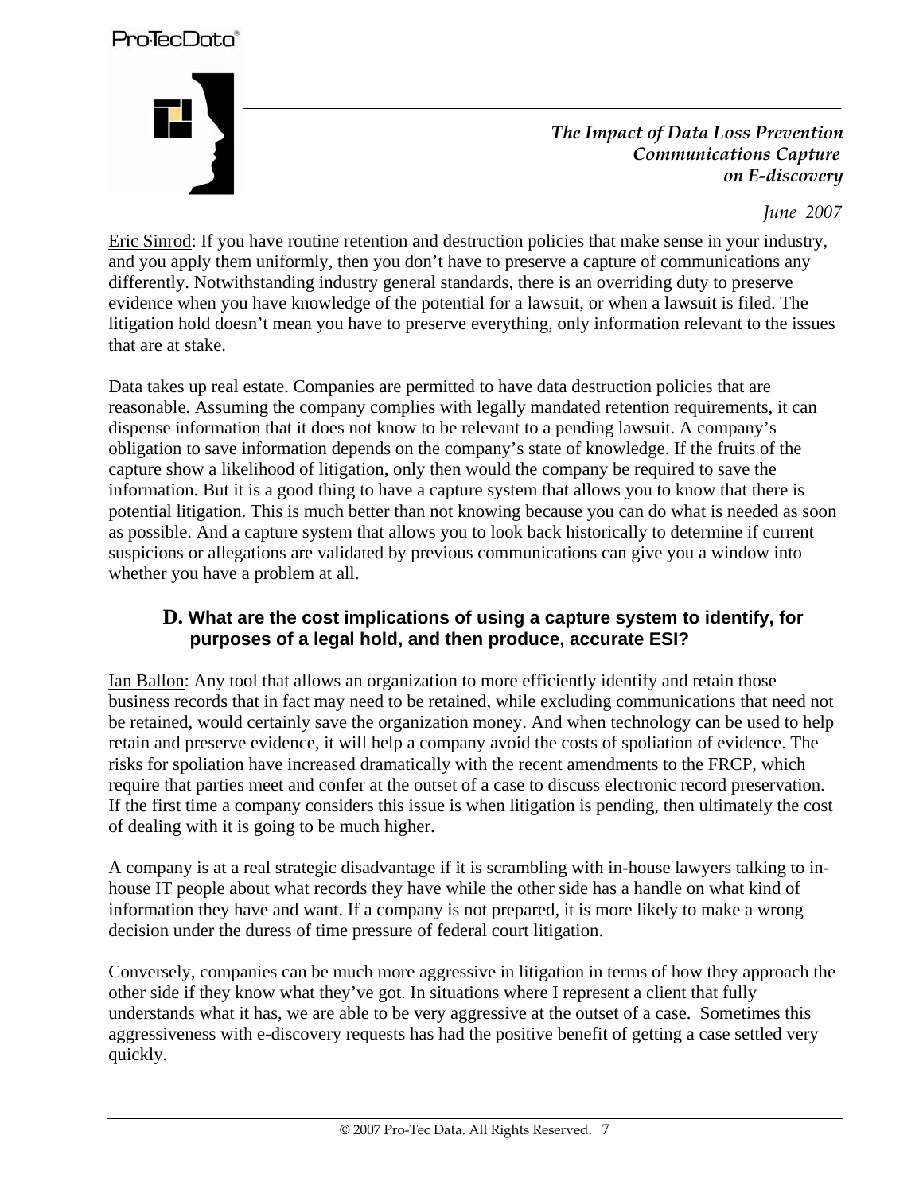Eric Sinrod: If you have routine retention and destruction policies that make sense in your industry, and you apply them uniformly, then you don't have to preserve a capture of communications any differently. Notwithstanding industry general standards, there is an overriding duty to preserve evidence when you have knowledge of the potential for a lawsuit, or when a lawsuit is filed. The litigation hold doesn't mean you have to preserve everything, only information relevant to the issues that are at stake.

Data takes up real estate. Companies are permitted to have data destruction policies that are reasonable. Assuming the company complies with legally mandated retention requirements, it can dispense information that it does not know to be relevant to a pending lawsuit. A company's obligation to save information depends on the company's state of knowledge. If the fruits of the capture show a likelihood of litigation, only then would the company be required to save the information. But it is a good thing to have a capture system that allows you to know that there is potential litigation. This is much better than not knowing because you can do what is needed as soon as possible. And a capture system that allows you to look back historically to determine if current suspicions or allegations are validated by previous communications can give you a window into whether you have a problem at all.

### D. What are the cost implications of using a capture system to identify, for purposes of a legal hold, and then produce, accurate ESI?

Ian Ballon: Any tool that allows an organization to more efficiently identify and retain those business records that in fact may need to be retained, while excluding communications that need not be retained, would certainly save the organization money. And when technology can be used to help retain and preserve evidence, it will help a company avoid the costs of spoliation of evidence. The risks for spoliation have increased dramatically with the recent amendments to the FRCP, which require that parties meet and confer at the outset of a case to discuss electronic record preservation. If the first time a company considers this issue is when litigation is pending, then ultimately the cost of dealing with it is going to be much higher.

A company is at a real strategic disadvantage if it is scrambling with in-house lawyers talking to in-house IT people about what records they have while the other side has a handle on what kind of information they have and want. If a company is not prepared, it is more likely to make a wrong decision under the duress of time pressure of federal court litigation.

Conversely, companies can be much more aggressive in litigation in terms of how they approach the other side if they know what they've got. In situations where I represent a client that fully understands what it has, we are able to be very aggressive at the outset of a case. Sometimes this aggressiveness with e-discovery requests has had the positive benefit of getting a case settled very quickly.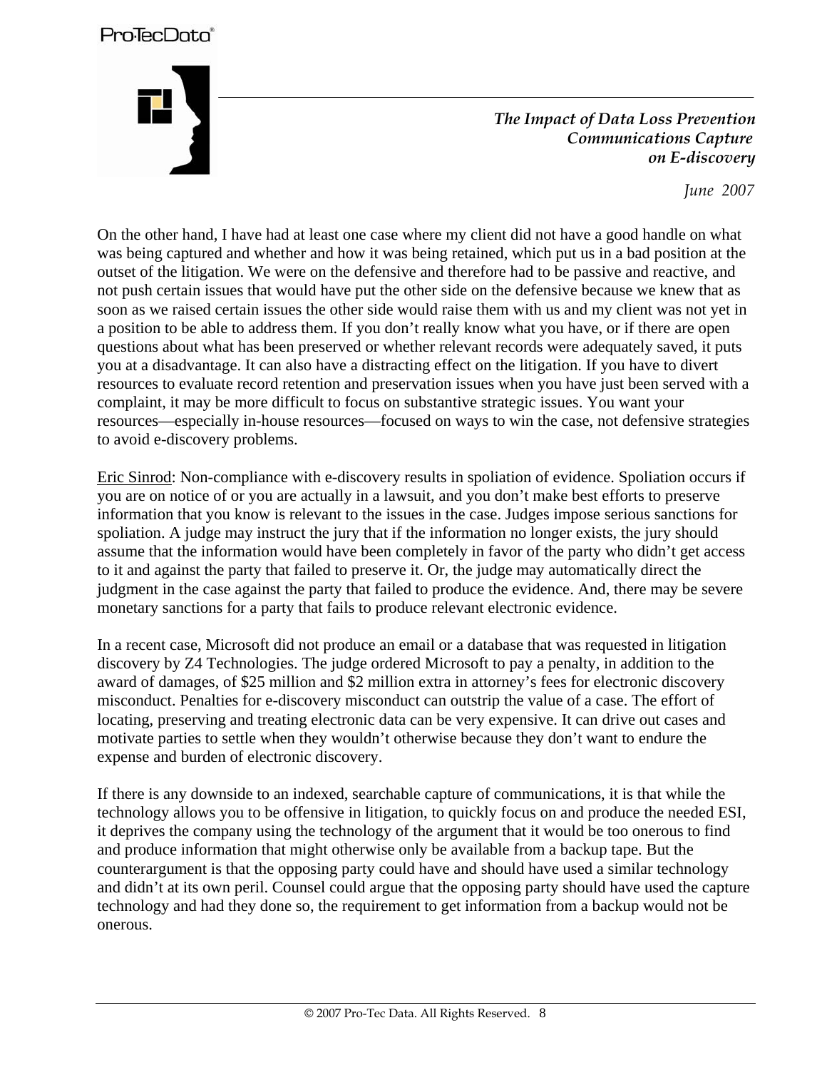On the other hand, I have had at least one case where my client did not have a good handle on what was being captured and whether and how it was being retained, which put us in a bad position at the outset of the litigation. We were on the defensive and therefore had to be passive and reactive, and not push certain issues that would have put the other side on the defensive because we knew that as soon as we raised certain issues the other side would raise them with us and my client was not yet in a position to be able to address them. If you don't really know what you have, or if there are open questions about what has been preserved or whether relevant records were adequately saved, it puts you at a disadvantage. It can also have a distracting effect on the litigation. If you have to divert resources to evaluate record retention and preservation issues when you have just been served with a complaint, it may be more difficult to focus on substantive strategic issues. You want your resources—especially in-house resources—focused on ways to win the case, not defensive strategies to avoid e-discovery problems.

Eric Sinrod: Non-compliance with e-discovery results in spoliation of evidence. Spoliation occurs if you are on notice of or you are actually in a lawsuit, and you don't make best efforts to preserve information that you know is relevant to the issues in the case. Judges impose serious sanctions for spoliation. A judge may instruct the jury that if the information no longer exists, the jury should assume that the information would have been completely in favor of the party who didn't get access to it and against the party that failed to preserve it. Or, the judge may automatically direct the judgment in the case against the party that failed to produce the evidence. And, there may be severe monetary sanctions for a party that fails to produce relevant electronic evidence.

In a recent case, Microsoft did not produce an email or a database that was requested in litigation discovery by Z4 Technologies. The judge ordered Microsoft to pay a penalty, in addition to the award of damages, of $25 million and $2 million extra in attorney's fees for electronic discovery misconduct. Penalties for e-discovery misconduct can outstrip the value of a case. The effort of locating, preserving and treating electronic data can be very expensive. It can drive out cases and motivate parties to settle when they wouldn't otherwise because they don't want to endure the expense and burden of electronic discovery.

If there is any downside to an indexed, searchable capture of communications, it is that while the technology allows you to be offensive in litigation, to quickly focus on and produce the needed ESI, it deprives the company using the technology of the argument that it would be too onerous to find and produce information that might otherwise only be available from a backup tape. But the counterargument is that the opposing party could have and should have used a similar technology and didn't at its own peril. Counsel could argue that the opposing party should have used the capture technology and had they done so, the requirement to get information from a backup would not be onerous.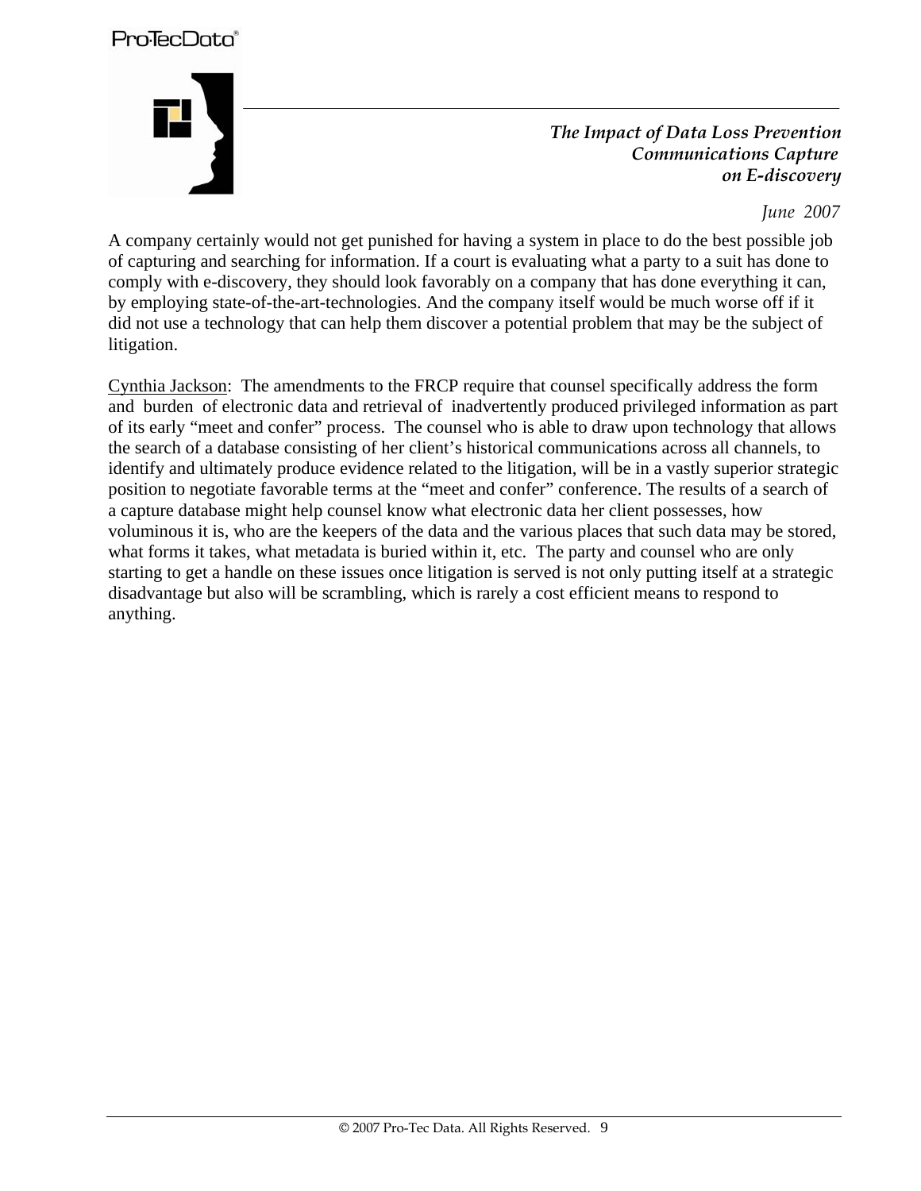A company certainly would not get punished for having a system in place to do the best possible job of capturing and searching for information. If a court is evaluating what a party to a suit has done to comply with e-discovery, they should look favorably on a company that has done everything it can, by employing state-of-the-art-technologies. And the company itself would be much worse off if it did not use a technology that can help them discover a potential problem that may be the subject of litigation.

<u>Cynthia Jackson</u>: The amendments to the FRCP require that counsel specifically address the form and burden of electronic data and retrieval of inadvertently produced privileged information as part of its early "meet and confer" process. The counsel who is able to draw upon technology that allows the search of a database consisting of her client's historical communications across all channels, to identify and ultimately produce evidence related to the litigation, will be in a vastly superior strategic position to negotiate favorable terms at the "meet and confer" conference. The results of a search of a capture database might help counsel know what electronic data her client possesses, how voluminous it is, who are the keepers of the data and the various places that such data may be stored, what forms it takes, what metadata is buried within it, etc. The party and counsel who are only starting to get a handle on these issues once litigation is served is not only putting itself at a strategic disadvantage but also will be scrambling, which is rarely a cost efficient means to respond to anything.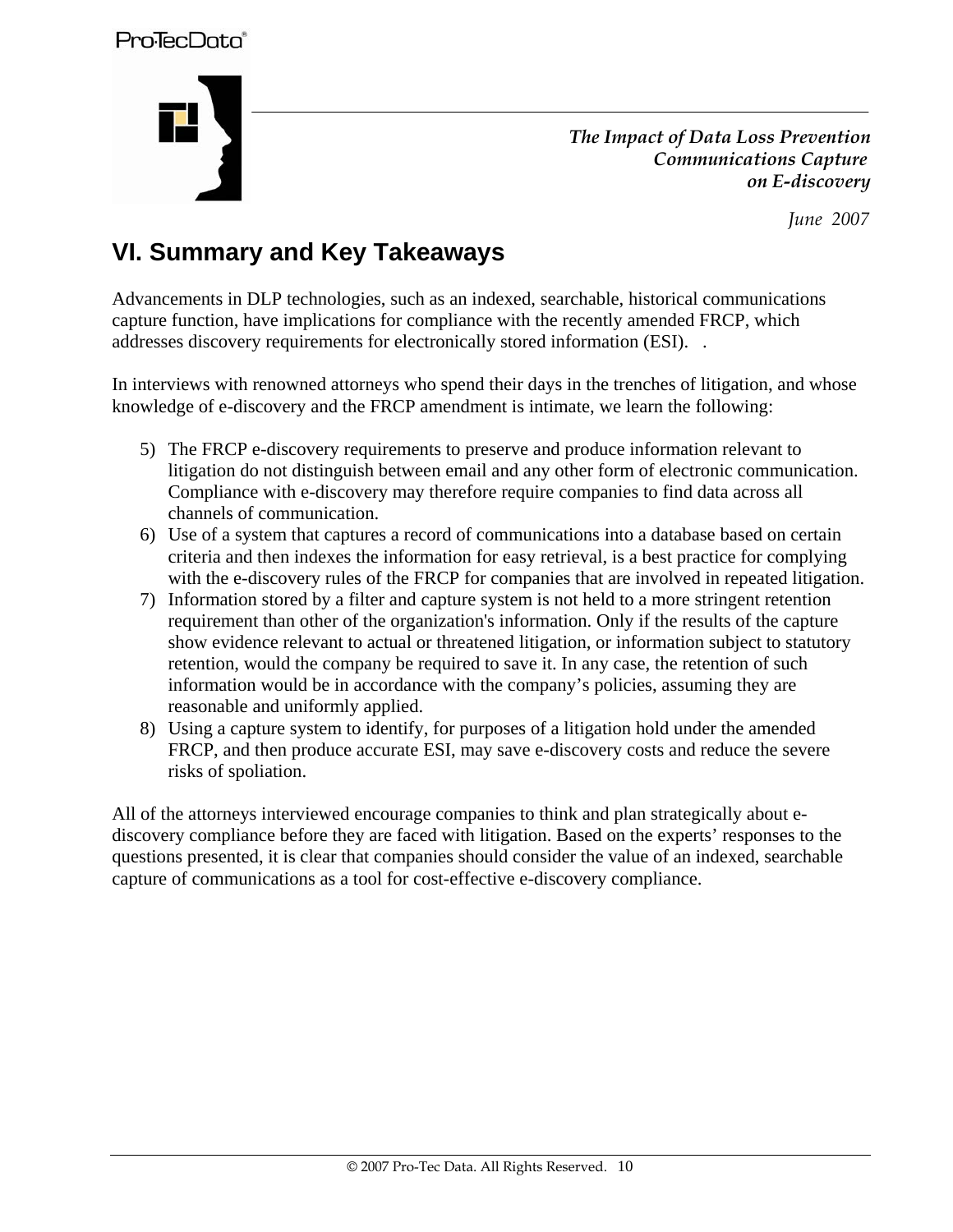## VI. Summary and Key Takeaways

Advancements in DLP technologies, such as an indexed, searchable, historical communications capture function, have implications for compliance with the recently amended FRCP, which addresses discovery requirements for electronically stored information (ESI).   .

In interviews with renowned attorneys who spend their days in the trenches of litigation, and whose knowledge of e-discovery and the FRCP amendment is intimate, we learn the following:

5) The FRCP e-discovery requirements to preserve and produce information relevant to litigation do not distinguish between email and any other form of electronic communication. Compliance with e-discovery may therefore require companies to find data across all channels of communication.
6) Use of a system that captures a record of communications into a database based on certain criteria and then indexes the information for easy retrieval, is a best practice for complying with the e-discovery rules of the FRCP for companies that are involved in repeated litigation.
7) Information stored by a filter and capture system is not held to a more stringent retention requirement than other of the organization's information. Only if the results of the capture show evidence relevant to actual or threatened litigation, or information subject to statutory retention, would the company be required to save it. In any case, the retention of such information would be in accordance with the company's policies, assuming they are reasonable and uniformly applied.
8) Using a capture system to identify, for purposes of a litigation hold under the amended FRCP, and then produce accurate ESI, may save e-discovery costs and reduce the severe risks of spoliation.

All of the attorneys interviewed encourage companies to think and plan strategically about e-discovery compliance before they are faced with litigation. Based on the experts' responses to the questions presented, it is clear that companies should consider the value of an indexed, searchable capture of communications as a tool for cost-effective e-discovery compliance.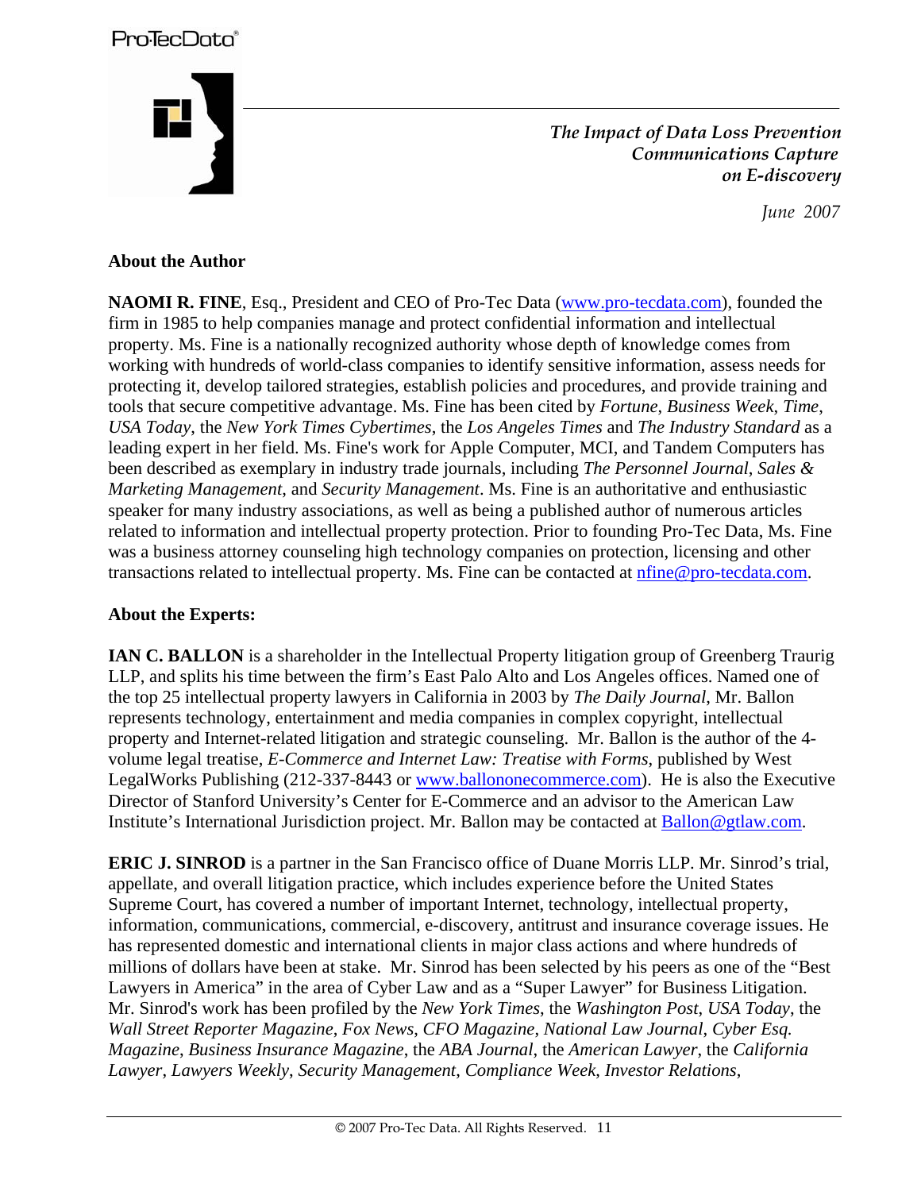## About the Author

**NAOMI R. FINE**, Esq., President and CEO of Pro-Tec Data (www.pro-tecdata.com), founded the firm in 1985 to help companies manage and protect confidential information and intellectual property. Ms. Fine is a nationally recognized authority whose depth of knowledge comes from working with hundreds of world-class companies to identify sensitive information, assess needs for protecting it, develop tailored strategies, establish policies and procedures, and provide training and tools that secure competitive advantage. Ms. Fine has been cited by *Fortune*, *Business Week*, *Time*, *USA Today*, the *New York Times Cybertimes*, the *Los Angeles Times* and *The Industry Standard* as a leading expert in her field. Ms. Fine's work for Apple Computer, MCI, and Tandem Computers has been described as exemplary in industry trade journals, including *The Personnel Journal*, *Sales & Marketing Management*, and *Security Management*. Ms. Fine is an authoritative and enthusiastic speaker for many industry associations, as well as being a published author of numerous articles related to information and intellectual property protection. Prior to founding Pro-Tec Data, Ms. Fine was a business attorney counseling high technology companies on protection, licensing and other transactions related to intellectual property. Ms. Fine can be contacted at nfine@pro-tecdata.com.

## About the Experts:

**IAN C. BALLON** is a shareholder in the Intellectual Property litigation group of Greenberg Traurig LLP, and splits his time between the firm's East Palo Alto and Los Angeles offices. Named one of the top 25 intellectual property lawyers in California in 2003 by *The Daily Journal*, Mr. Ballon represents technology, entertainment and media companies in complex copyright, intellectual property and Internet-related litigation and strategic counseling. Mr. Ballon is the author of the 4-volume legal treatise, *E-Commerce and Internet Law: Treatise with Forms*, published by West LegalWorks Publishing (212-337-8443 or www.ballononecommerce.com). He is also the Executive Director of Stanford University's Center for E-Commerce and an advisor to the American Law Institute's International Jurisdiction project. Mr. Ballon may be contacted at Ballon@gtlaw.com.

**ERIC J. SINROD** is a partner in the San Francisco office of Duane Morris LLP. Mr. Sinrod's trial, appellate, and overall litigation practice, which includes experience before the United States Supreme Court, has covered a number of important Internet, technology, intellectual property, information, communications, commercial, e-discovery, antitrust and insurance coverage issues. He has represented domestic and international clients in major class actions and where hundreds of millions of dollars have been at stake. Mr. Sinrod has been selected by his peers as one of the "Best Lawyers in America" in the area of Cyber Law and as a "Super Lawyer" for Business Litigation. Mr. Sinrod's work has been profiled by the *New York Times*, the *Washington Post*, *USA Today*, the *Wall Street Reporter Magazine*, *Fox News*, *CFO Magazine*, *National Law Journal*, *Cyber Esq. Magazine*, *Business Insurance Magazine*, the *ABA Journal*, the *American Lawyer*, the *California Lawyer*, *Lawyers Weekly*, *Security Management*, *Compliance Week*, *Investor Relations*,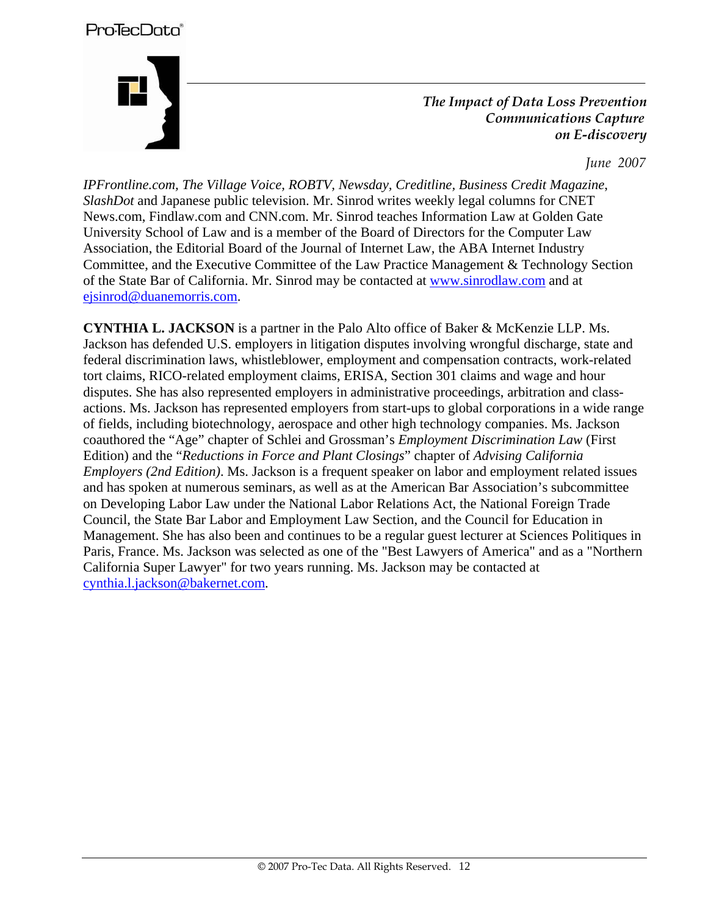*IPFrontline.com*, *The Village Voice*, *ROBTV*, *Newsday*, *Creditline*, *Business Credit Magazine*, *SlashDot* and Japanese public television. Mr. Sinrod writes weekly legal columns for CNET News.com, Findlaw.com and CNN.com. Mr. Sinrod teaches Information Law at Golden Gate University School of Law and is a member of the Board of Directors for the Computer Law Association, the Editorial Board of the Journal of Internet Law, the ABA Internet Industry Committee, and the Executive Committee of the Law Practice Management & Technology Section of the State Bar of California. Mr. Sinrod may be contacted at www.sinrodlaw.com and at ejsinrod@duanemorris.com.

**CYNTHIA L. JACKSON** is a partner in the Palo Alto office of Baker & McKenzie LLP. Ms. Jackson has defended U.S. employers in litigation disputes involving wrongful discharge, state and federal discrimination laws, whistleblower, employment and compensation contracts, work-related tort claims, RICO-related employment claims, ERISA, Section 301 claims and wage and hour disputes. She has also represented employers in administrative proceedings, arbitration and class-actions. Ms. Jackson has represented employers from start-ups to global corporations in a wide range of fields, including biotechnology, aerospace and other high technology companies. Ms. Jackson coauthored the "Age" chapter of Schlei and Grossman's *Employment Discrimination Law* (First Edition) and the "*Reductions in Force and Plant Closings*" chapter of *Advising California Employers (2nd Edition)*. Ms. Jackson is a frequent speaker on labor and employment related issues and has spoken at numerous seminars, as well as at the American Bar Association's subcommittee on Developing Labor Law under the National Labor Relations Act, the National Foreign Trade Council, the State Bar Labor and Employment Law Section, and the Council for Education in Management. She has also been and continues to be a regular guest lecturer at Sciences Politiques in Paris, France. Ms. Jackson was selected as one of the "Best Lawyers of America" and as a "Northern California Super Lawyer" for two years running. Ms. Jackson may be contacted at cynthia.l.jackson@bakernet.com.